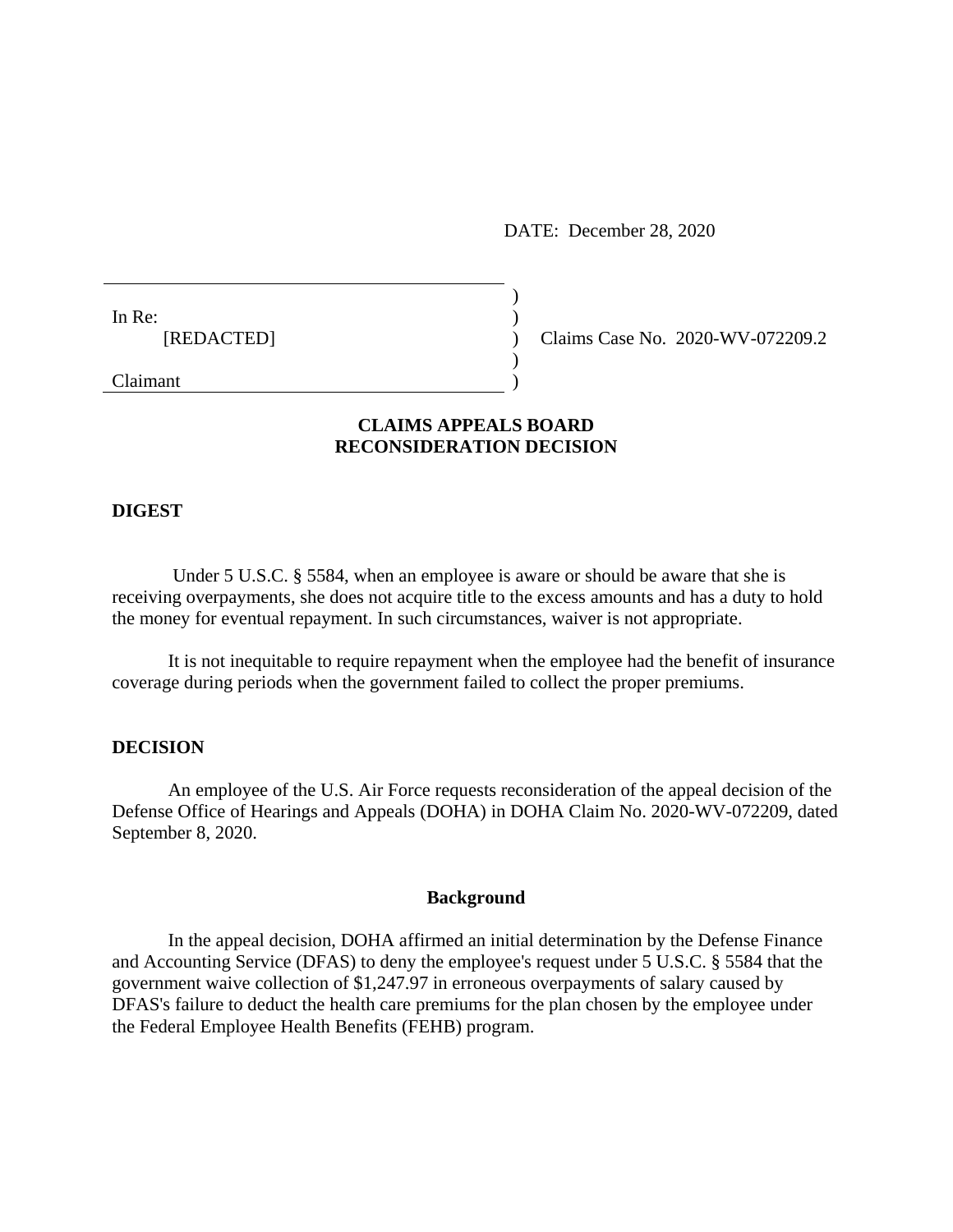DATE: December 28, 2020

In Re:
[REDACTED]

Claimant

Claims Case No. 2020-WV-072209.2

## CLAIMS APPEALS BOARD
## RECONSIDERATION DECISION

### DIGEST

Under 5 U.S.C. § 5584, when an employee is aware or should be aware that she is receiving overpayments, she does not acquire title to the excess amounts and has a duty to hold the money for eventual repayment. In such circumstances, waiver is not appropriate.

It is not inequitable to require repayment when the employee had the benefit of insurance coverage during periods when the government failed to collect the proper premiums.

### DECISION

An employee of the U.S. Air Force requests reconsideration of the appeal decision of the Defense Office of Hearings and Appeals (DOHA) in DOHA Claim No. 2020-WV-072209, dated September 8, 2020.

#### Background

In the appeal decision, DOHA affirmed an initial determination by the Defense Finance and Accounting Service (DFAS) to deny the employee's request under 5 U.S.C. § 5584 that the government waive collection of $1,247.97 in erroneous overpayments of salary caused by DFAS's failure to deduct the health care premiums for the plan chosen by the employee under the Federal Employee Health Benefits (FEHB) program.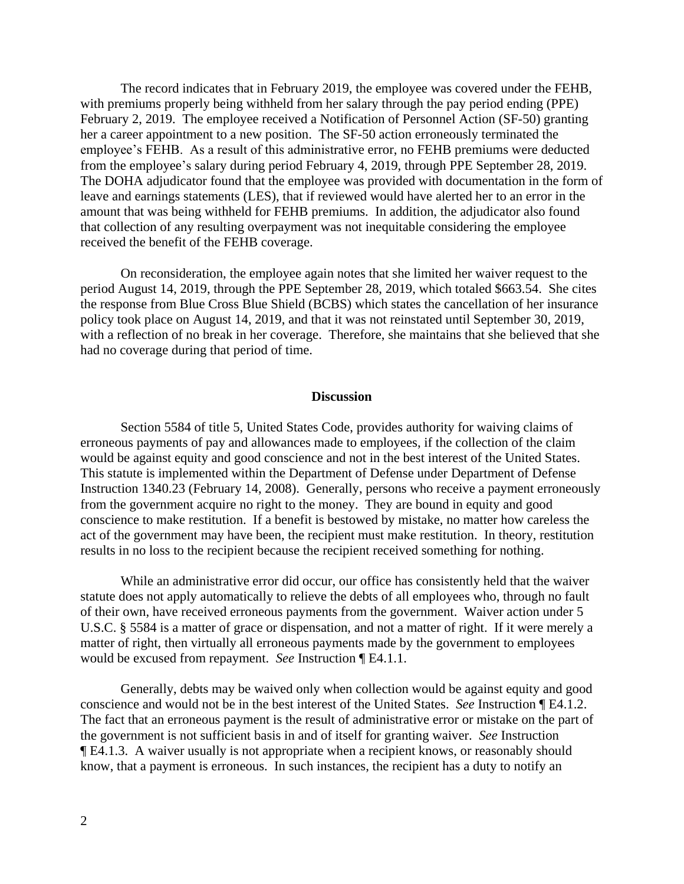The record indicates that in February 2019, the employee was covered under the FEHB, with premiums properly being withheld from her salary through the pay period ending (PPE) February 2, 2019. The employee received a Notification of Personnel Action (SF-50) granting her a career appointment to a new position. The SF-50 action erroneously terminated the employee's FEHB. As a result of this administrative error, no FEHB premiums were deducted from the employee's salary during period February 4, 2019, through PPE September 28, 2019. The DOHA adjudicator found that the employee was provided with documentation in the form of leave and earnings statements (LES), that if reviewed would have alerted her to an error in the amount that was being withheld for FEHB premiums. In addition, the adjudicator also found that collection of any resulting overpayment was not inequitable considering the employee received the benefit of the FEHB coverage.

On reconsideration, the employee again notes that she limited her waiver request to the period August 14, 2019, through the PPE September 28, 2019, which totaled $663.54. She cites the response from Blue Cross Blue Shield (BCBS) which states the cancellation of her insurance policy took place on August 14, 2019, and that it was not reinstated until September 30, 2019, with a reflection of no break in her coverage. Therefore, she maintains that she believed that she had no coverage during that period of time.

## Discussion

Section 5584 of title 5, United States Code, provides authority for waiving claims of erroneous payments of pay and allowances made to employees, if the collection of the claim would be against equity and good conscience and not in the best interest of the United States. This statute is implemented within the Department of Defense under Department of Defense Instruction 1340.23 (February 14, 2008). Generally, persons who receive a payment erroneously from the government acquire no right to the money. They are bound in equity and good conscience to make restitution. If a benefit is bestowed by mistake, no matter how careless the act of the government may have been, the recipient must make restitution. In theory, restitution results in no loss to the recipient because the recipient received something for nothing.

While an administrative error did occur, our office has consistently held that the waiver statute does not apply automatically to relieve the debts of all employees who, through no fault of their own, have received erroneous payments from the government. Waiver action under 5 U.S.C. § 5584 is a matter of grace or dispensation, and not a matter of right. If it were merely a matter of right, then virtually all erroneous payments made by the government to employees would be excused from repayment. *See* Instruction ¶ E4.1.1.

Generally, debts may be waived only when collection would be against equity and good conscience and would not be in the best interest of the United States. *See* Instruction ¶ E4.1.2. The fact that an erroneous payment is the result of administrative error or mistake on the part of the government is not sufficient basis in and of itself for granting waiver. *See* Instruction ¶ E4.1.3. A waiver usually is not appropriate when a recipient knows, or reasonably should know, that a payment is erroneous. In such instances, the recipient has a duty to notify an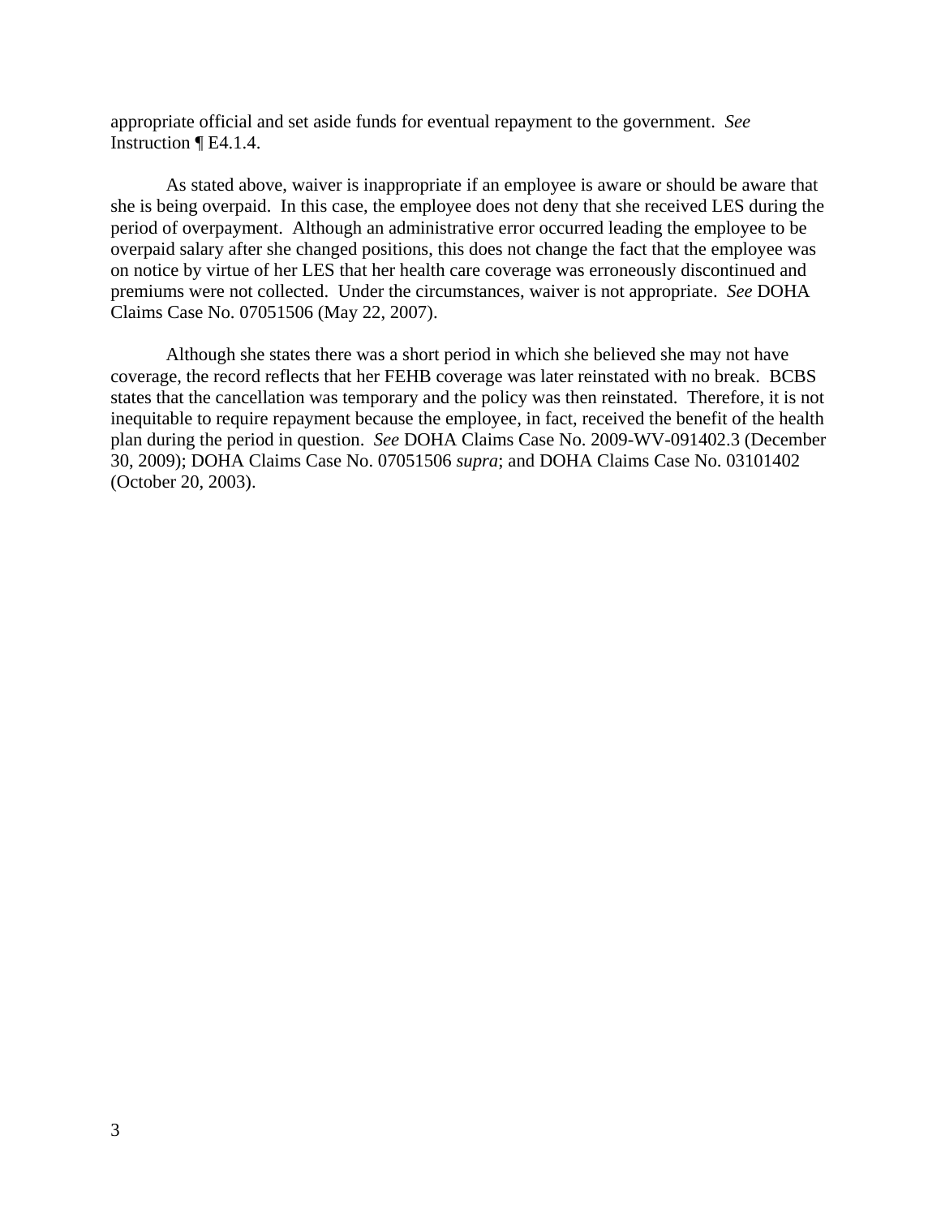appropriate official and set aside funds for eventual repayment to the government. *See* Instruction ¶ E4.1.4.

As stated above, waiver is inappropriate if an employee is aware or should be aware that she is being overpaid. In this case, the employee does not deny that she received LES during the period of overpayment. Although an administrative error occurred leading the employee to be overpaid salary after she changed positions, this does not change the fact that the employee was on notice by virtue of her LES that her health care coverage was erroneously discontinued and premiums were not collected. Under the circumstances, waiver is not appropriate. *See* DOHA Claims Case No. 07051506 (May 22, 2007).

Although she states there was a short period in which she believed she may not have coverage, the record reflects that her FEHB coverage was later reinstated with no break. BCBS states that the cancellation was temporary and the policy was then reinstated. Therefore, it is not inequitable to require repayment because the employee, in fact, received the benefit of the health plan during the period in question. *See* DOHA Claims Case No. 2009-WV-091402.3 (December 30, 2009); DOHA Claims Case No. 07051506 *supra*; and DOHA Claims Case No. 03101402 (October 20, 2003).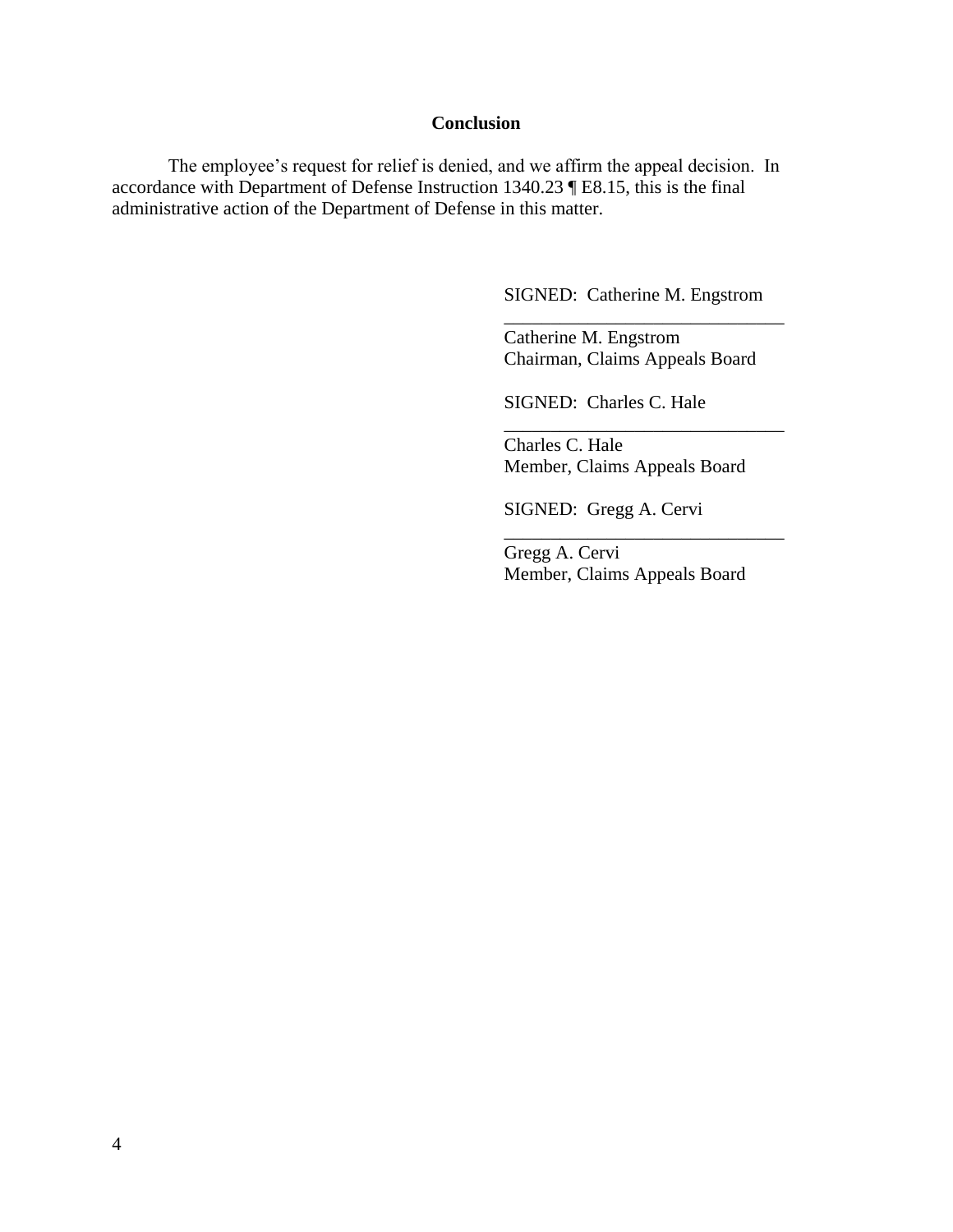## Conclusion

The employee's request for relief is denied, and we affirm the appeal decision. In accordance with Department of Defense Instruction 1340.23 ¶ E8.15, this is the final administrative action of the Department of Defense in this matter.

SIGNED: Catherine M. Engstrom

______________________________

Catherine M. Engstrom
Chairman, Claims Appeals Board

SIGNED: Charles C. Hale

______________________________

Charles C. Hale
Member, Claims Appeals Board

SIGNED: Gregg A. Cervi

______________________________

Gregg A. Cervi
Member, Claims Appeals Board